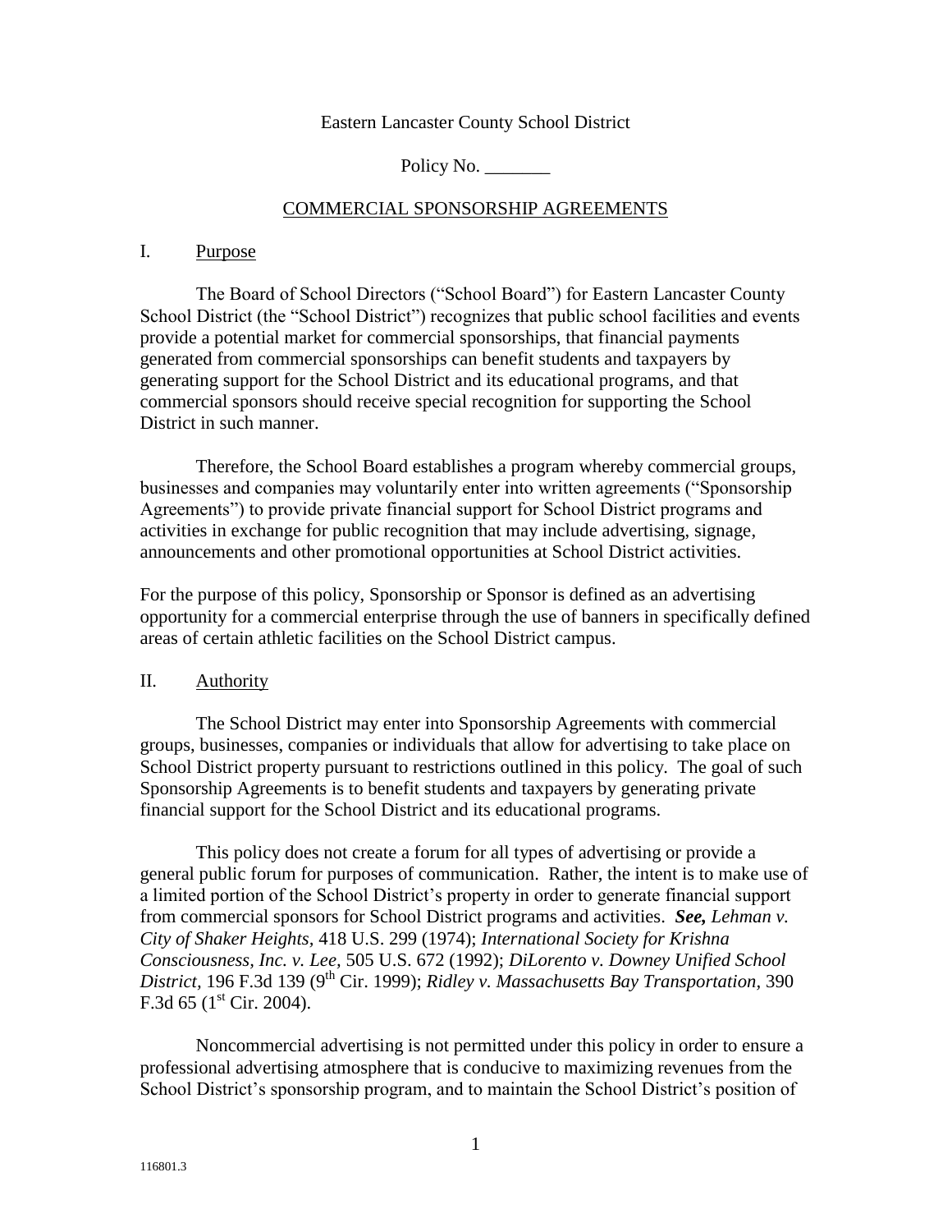Eastern Lancaster County School District

Policy No. _______

# COMMERCIAL SPONSORSHIP AGREEMENTS

## I. Purpose

The Board of School Directors ("School Board") for Eastern Lancaster County School District (the "School District") recognizes that public school facilities and events provide a potential market for commercial sponsorships, that financial payments generated from commercial sponsorships can benefit students and taxpayers by generating support for the School District and its educational programs, and that commercial sponsors should receive special recognition for supporting the School District in such manner.

Therefore, the School Board establishes a program whereby commercial groups, businesses and companies may voluntarily enter into written agreements ("Sponsorship Agreements") to provide private financial support for School District programs and activities in exchange for public recognition that may include advertising, signage, announcements and other promotional opportunities at School District activities.

For the purpose of this policy, Sponsorship or Sponsor is defined as an advertising opportunity for a commercial enterprise through the use of banners in specifically defined areas of certain athletic facilities on the School District campus.

## II. Authority

The School District may enter into Sponsorship Agreements with commercial groups, businesses, companies or individuals that allow for advertising to take place on School District property pursuant to restrictions outlined in this policy. The goal of such Sponsorship Agreements is to benefit students and taxpayers by generating private financial support for the School District and its educational programs.

This policy does not create a forum for all types of advertising or provide a general public forum for purposes of communication. Rather, the intent is to make use of a limited portion of the School District's property in order to generate financial support from commercial sponsors for School District programs and activities. ***See,*** *Lehman v. City of Shaker Heights*, 418 U.S. 299 (1974); *International Society for Krishna Consciousness, Inc. v. Lee*, 505 U.S. 672 (1992); *DiLorento v. Downey Unified School District*, 196 F.3d 139 (9th Cir. 1999); *Ridley v. Massachusetts Bay Transportation*, 390 F.3d 65 (1st Cir. 2004).

Noncommercial advertising is not permitted under this policy in order to ensure a professional advertising atmosphere that is conducive to maximizing revenues from the School District's sponsorship program, and to maintain the School District's position of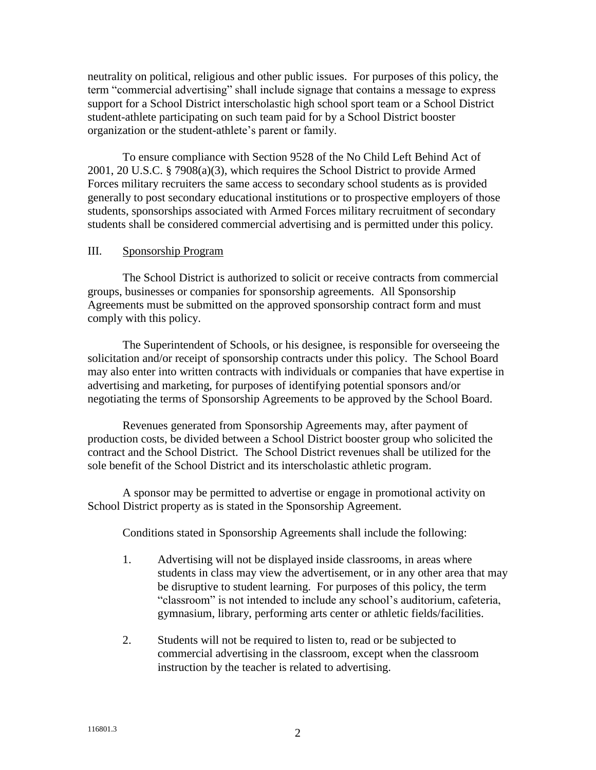neutrality on political, religious and other public issues. For purposes of this policy, the term "commercial advertising" shall include signage that contains a message to express support for a School District interscholastic high school sport team or a School District student-athlete participating on such team paid for by a School District booster organization or the student-athlete's parent or family.

To ensure compliance with Section 9528 of the No Child Left Behind Act of 2001, 20 U.S.C. § 7908(a)(3), which requires the School District to provide Armed Forces military recruiters the same access to secondary school students as is provided generally to post secondary educational institutions or to prospective employers of those students, sponsorships associated with Armed Forces military recruitment of secondary students shall be considered commercial advertising and is permitted under this policy.

## III. Sponsorship Program

The School District is authorized to solicit or receive contracts from commercial groups, businesses or companies for sponsorship agreements. All Sponsorship Agreements must be submitted on the approved sponsorship contract form and must comply with this policy.

The Superintendent of Schools, or his designee, is responsible for overseeing the solicitation and/or receipt of sponsorship contracts under this policy. The School Board may also enter into written contracts with individuals or companies that have expertise in advertising and marketing, for purposes of identifying potential sponsors and/or negotiating the terms of Sponsorship Agreements to be approved by the School Board.

Revenues generated from Sponsorship Agreements may, after payment of production costs, be divided between a School District booster group who solicited the contract and the School District. The School District revenues shall be utilized for the sole benefit of the School District and its interscholastic athletic program.

A sponsor may be permitted to advertise or engage in promotional activity on School District property as is stated in the Sponsorship Agreement.

Conditions stated in Sponsorship Agreements shall include the following:

1. Advertising will not be displayed inside classrooms, in areas where students in class may view the advertisement, or in any other area that may be disruptive to student learning. For purposes of this policy, the term "classroom" is not intended to include any school's auditorium, cafeteria, gymnasium, library, performing arts center or athletic fields/facilities.

2. Students will not be required to listen to, read or be subjected to commercial advertising in the classroom, except when the classroom instruction by the teacher is related to advertising.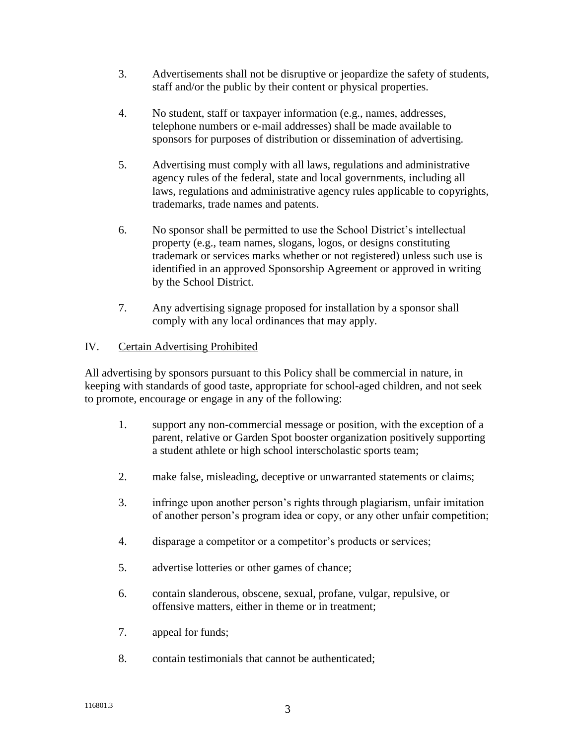3. Advertisements shall not be disruptive or jeopardize the safety of students, staff and/or the public by their content or physical properties.

4. No student, staff or taxpayer information (e.g., names, addresses, telephone numbers or e-mail addresses) shall be made available to sponsors for purposes of distribution or dissemination of advertising.

5. Advertising must comply with all laws, regulations and administrative agency rules of the federal, state and local governments, including all laws, regulations and administrative agency rules applicable to copyrights, trademarks, trade names and patents.

6. No sponsor shall be permitted to use the School District's intellectual property (e.g., team names, slogans, logos, or designs constituting trademark or services marks whether or not registered) unless such use is identified in an approved Sponsorship Agreement or approved in writing by the School District.

7. Any advertising signage proposed for installation by a sponsor shall comply with any local ordinances that may apply.

## IV. Certain Advertising Prohibited

All advertising by sponsors pursuant to this Policy shall be commercial in nature, in keeping with standards of good taste, appropriate for school-aged children, and not seek to promote, encourage or engage in any of the following:

1. support any non-commercial message or position, with the exception of a parent, relative or Garden Spot booster organization positively supporting a student athlete or high school interscholastic sports team;

2. make false, misleading, deceptive or unwarranted statements or claims;

3. infringe upon another person's rights through plagiarism, unfair imitation of another person's program idea or copy, or any other unfair competition;

4. disparage a competitor or a competitor's products or services;

5. advertise lotteries or other games of chance;

6. contain slanderous, obscene, sexual, profane, vulgar, repulsive, or offensive matters, either in theme or in treatment;

7. appeal for funds;

8. contain testimonials that cannot be authenticated;

116801.3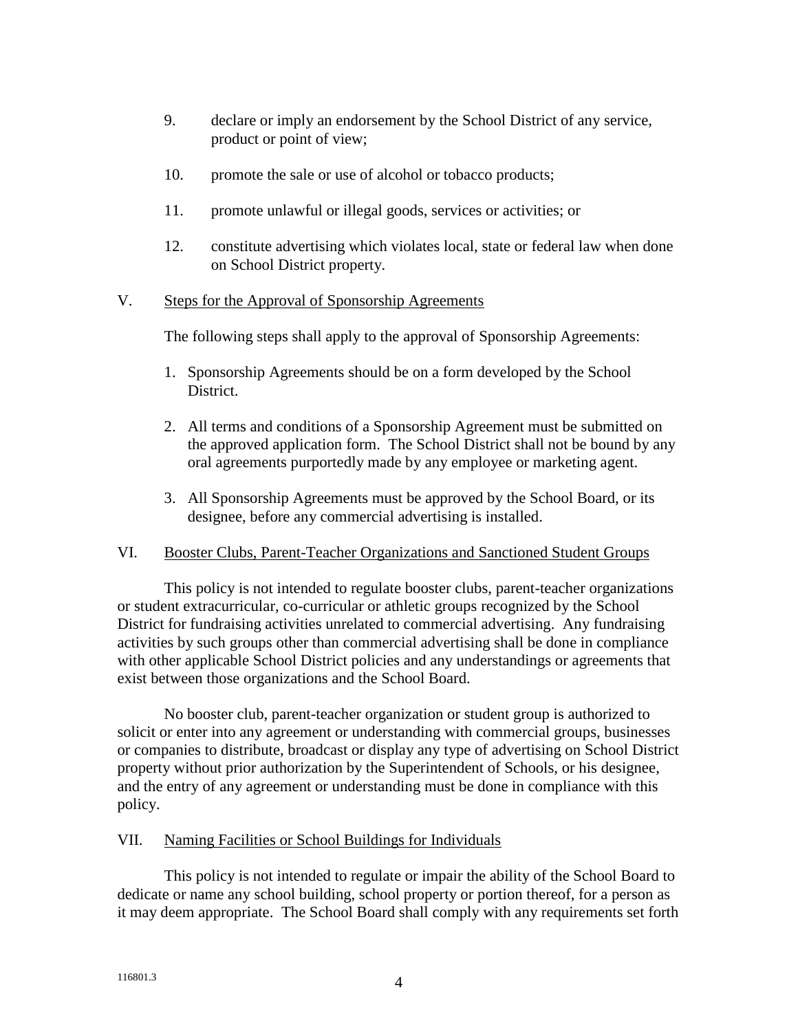9. declare or imply an endorsement by the School District of any service, product or point of view;

10. promote the sale or use of alcohol or tobacco products;

11. promote unlawful or illegal goods, services or activities; or

12. constitute advertising which violates local, state or federal law when done on School District property.

V. Steps for the Approval of Sponsorship Agreements

The following steps shall apply to the approval of Sponsorship Agreements:

1. Sponsorship Agreements should be on a form developed by the School District.

2. All terms and conditions of a Sponsorship Agreement must be submitted on the approved application form. The School District shall not be bound by any oral agreements purportedly made by any employee or marketing agent.

3. All Sponsorship Agreements must be approved by the School Board, or its designee, before any commercial advertising is installed.

VI. Booster Clubs, Parent-Teacher Organizations and Sanctioned Student Groups

This policy is not intended to regulate booster clubs, parent-teacher organizations or student extracurricular, co-curricular or athletic groups recognized by the School District for fundraising activities unrelated to commercial advertising. Any fundraising activities by such groups other than commercial advertising shall be done in compliance with other applicable School District policies and any understandings or agreements that exist between those organizations and the School Board.

No booster club, parent-teacher organization or student group is authorized to solicit or enter into any agreement or understanding with commercial groups, businesses or companies to distribute, broadcast or display any type of advertising on School District property without prior authorization by the Superintendent of Schools, or his designee, and the entry of any agreement or understanding must be done in compliance with this policy.

VII. Naming Facilities or School Buildings for Individuals

This policy is not intended to regulate or impair the ability of the School Board to dedicate or name any school building, school property or portion thereof, for a person as it may deem appropriate. The School Board shall comply with any requirements set forth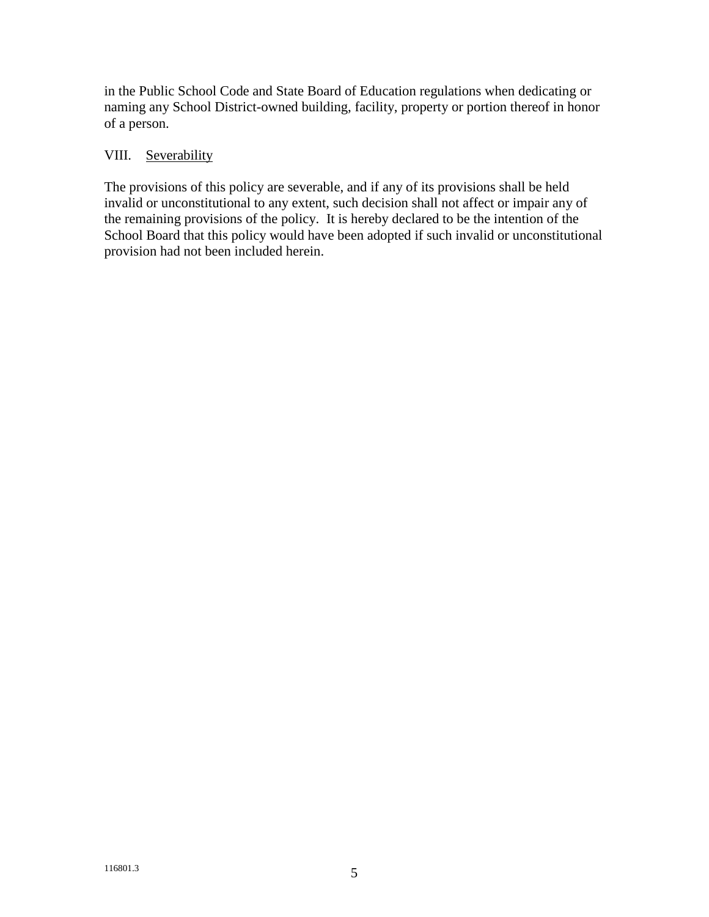in the Public School Code and State Board of Education regulations when dedicating or naming any School District-owned building, facility, property or portion thereof in honor of a person.

## VIII. Severability

The provisions of this policy are severable, and if any of its provisions shall be held invalid or unconstitutional to any extent, such decision shall not affect or impair any of the remaining provisions of the policy. It is hereby declared to be the intention of the School Board that this policy would have been adopted if such invalid or unconstitutional provision had not been included herein.

116801.3